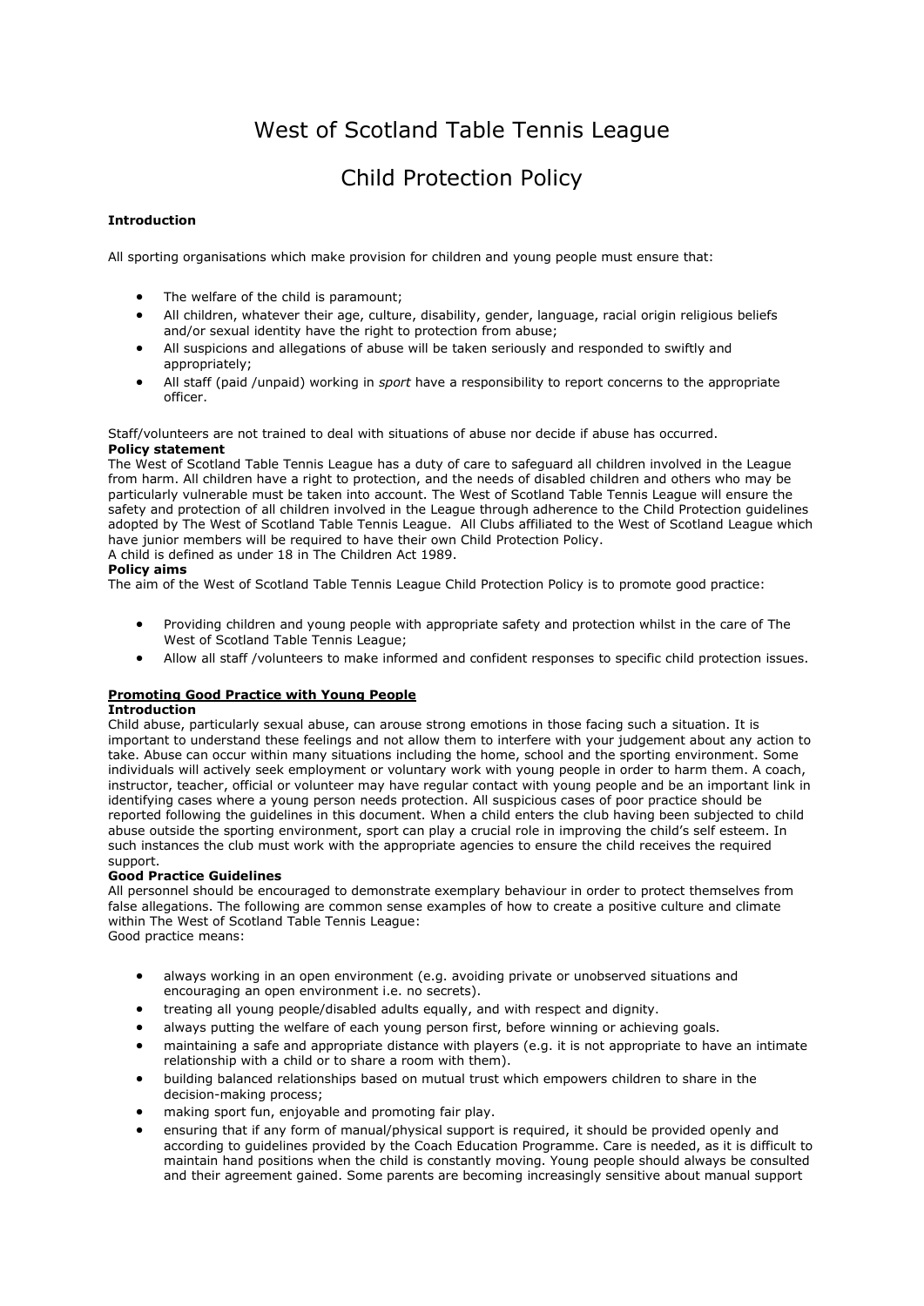# West of Scotland Table Tennis League

# Child Protection Policy

**Introduction**

All sporting organisations which make provision for children and young people must ensure that:

- The welfare of the child is paramount;
- All children, whatever their age, culture, disability, gender, language, racial origin religious beliefs and/or sexual identity have the right to protection from abuse;
- All suspicions and allegations of abuse will be taken seriously and responded to swiftly and appropriately;
- All staff (paid /unpaid) working in *sport* have a responsibility to report concerns to the appropriate officer.

Staff/volunteers are not trained to deal with situations of abuse nor decide if abuse has occurred.

**Policy statement**

The West of Scotland Table Tennis League has a duty of care to safeguard all children involved in the League from harm. All children have a right to protection, and the needs of disabled children and others who may be particularly vulnerable must be taken into account. The West of Scotland Table Tennis League will ensure the safety and protection of all children involved in the League through adherence to the Child Protection guidelines adopted by The West of Scotland Table Tennis League. All Clubs affiliated to the West of Scotland League which have junior members will be required to have their own Child Protection Policy.

A child is defined as under 18 in The Children Act 1989.

**Policy aims**

The aim of the West of Scotland Table Tennis League Child Protection Policy is to promote good practice:

- Providing children and young people with appropriate safety and protection whilst in the care of The West of Scotland Table Tennis League;
- Allow all staff /volunteers to make informed and confident responses to specific child protection issues.

**Promoting Good Practice with Young People**

**Introduction**

Child abuse, particularly sexual abuse, can arouse strong emotions in those facing such a situation. It is important to understand these feelings and not allow them to interfere with your judgement about any action to take. Abuse can occur within many situations including the home, school and the sporting environment. Some individuals will actively seek employment or voluntary work with young people in order to harm them. A coach, instructor, teacher, official or volunteer may have regular contact with young people and be an important link in identifying cases where a young person needs protection. All suspicious cases of poor practice should be reported following the guidelines in this document. When a child enters the club having been subjected to child abuse outside the sporting environment, sport can play a crucial role in improving the child's self esteem. In such instances the club must work with the appropriate agencies to ensure the child receives the required support.

**Good Practice Guidelines**

All personnel should be encouraged to demonstrate exemplary behaviour in order to protect themselves from false allegations. The following are common sense examples of how to create a positive culture and climate within The West of Scotland Table Tennis League:

Good practice means:

- always working in an open environment (e.g. avoiding private or unobserved situations and encouraging an open environment i.e. no secrets).
- treating all young people/disabled adults equally, and with respect and dignity.
- always putting the welfare of each young person first, before winning or achieving goals.
- maintaining a safe and appropriate distance with players (e.g. it is not appropriate to have an intimate relationship with a child or to share a room with them).
- building balanced relationships based on mutual trust which empowers children to share in the decision-making process;
- making sport fun, enjoyable and promoting fair play.
- ensuring that if any form of manual/physical support is required, it should be provided openly and according to guidelines provided by the Coach Education Programme. Care is needed, as it is difficult to maintain hand positions when the child is constantly moving. Young people should always be consulted and their agreement gained. Some parents are becoming increasingly sensitive about manual support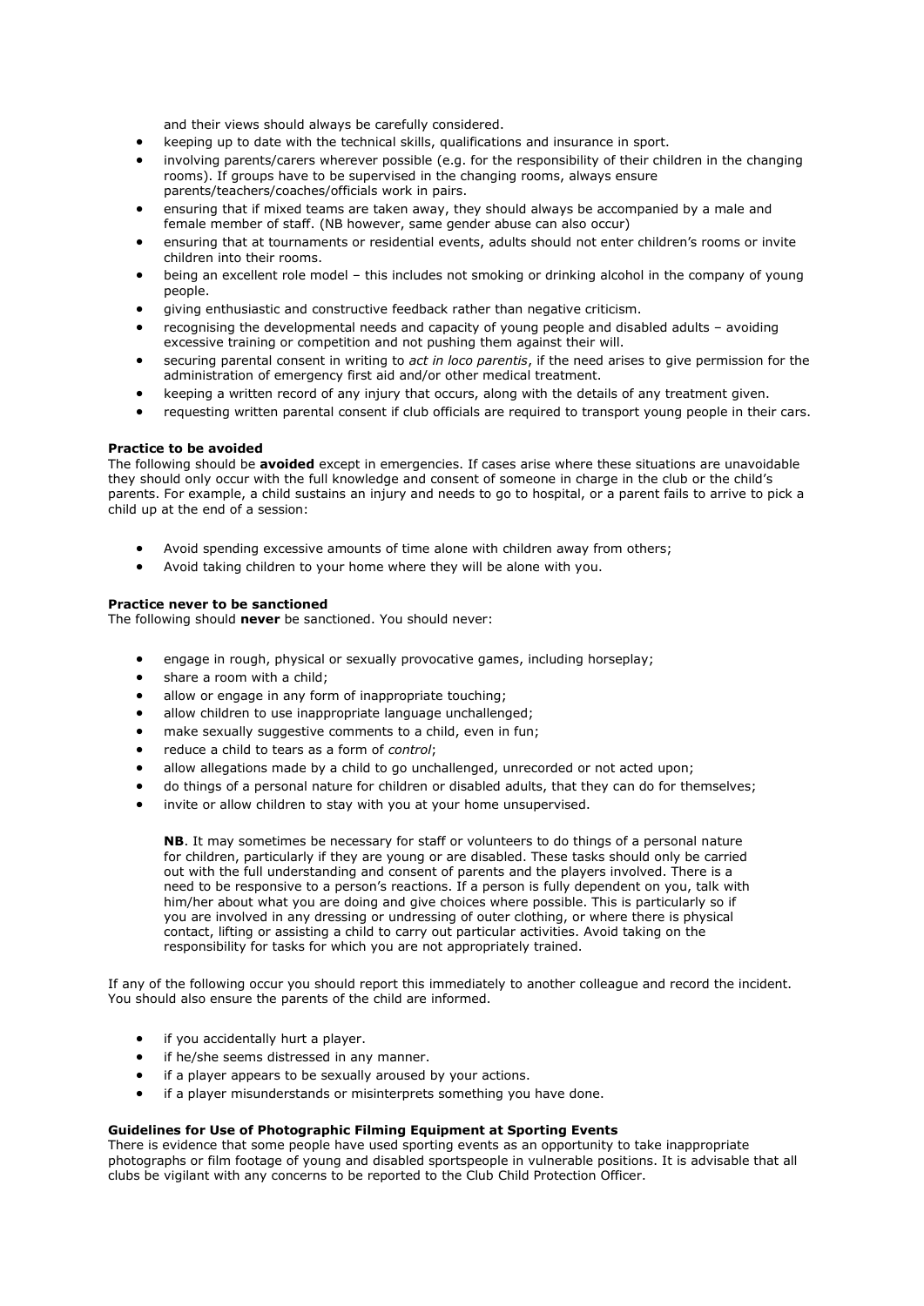and their views should always be carefully considered.

- keeping up to date with the technical skills, qualifications and insurance in sport.
- involving parents/carers wherever possible (e.g. for the responsibility of their children in the changing rooms). If groups have to be supervised in the changing rooms, always ensure parents/teachers/coaches/officials work in pairs.
- ensuring that if mixed teams are taken away, they should always be accompanied by a male and female member of staff. (NB however, same gender abuse can also occur)
- ensuring that at tournaments or residential events, adults should not enter children's rooms or invite children into their rooms.
- being an excellent role model – this includes not smoking or drinking alcohol in the company of young people.
- giving enthusiastic and constructive feedback rather than negative criticism.
- recognising the developmental needs and capacity of young people and disabled adults – avoiding excessive training or competition and not pushing them against their will.
- securing parental consent in writing to *act in loco parentis*, if the need arises to give permission for the administration of emergency first aid and/or other medical treatment.
- keeping a written record of any injury that occurs, along with the details of any treatment given.
- requesting written parental consent if club officials are required to transport young people in their cars.

**Practice to be avoided**

The following should be **avoided** except in emergencies. If cases arise where these situations are unavoidable they should only occur with the full knowledge and consent of someone in charge in the club or the child's parents. For example, a child sustains an injury and needs to go to hospital, or a parent fails to arrive to pick a child up at the end of a session:

- Avoid spending excessive amounts of time alone with children away from others;
- Avoid taking children to your home where they will be alone with you.

**Practice never to be sanctioned**

The following should **never** be sanctioned. You should never:

- engage in rough, physical or sexually provocative games, including horseplay;
- share a room with a child;
- allow or engage in any form of inappropriate touching;
- allow children to use inappropriate language unchallenged;
- make sexually suggestive comments to a child, even in fun;
- reduce a child to tears as a form of *control*;
- allow allegations made by a child to go unchallenged, unrecorded or not acted upon;
- do things of a personal nature for children or disabled adults, that they can do for themselves;
- invite or allow children to stay with you at your home unsupervised.

**NB**. It may sometimes be necessary for staff or volunteers to do things of a personal nature for children, particularly if they are young or are disabled. These tasks should only be carried out with the full understanding and consent of parents and the players involved. There is a need to be responsive to a person's reactions. If a person is fully dependent on you, talk with him/her about what you are doing and give choices where possible. This is particularly so if you are involved in any dressing or undressing of outer clothing, or where there is physical contact, lifting or assisting a child to carry out particular activities. Avoid taking on the responsibility for tasks for which you are not appropriately trained.

If any of the following occur you should report this immediately to another colleague and record the incident. You should also ensure the parents of the child are informed.

- if you accidentally hurt a player.
- if he/she seems distressed in any manner.
- if a player appears to be sexually aroused by your actions.
- if a player misunderstands or misinterprets something you have done.

**Guidelines for Use of Photographic Filming Equipment at Sporting Events**

There is evidence that some people have used sporting events as an opportunity to take inappropriate photographs or film footage of young and disabled sportspeople in vulnerable positions. It is advisable that all clubs be vigilant with any concerns to be reported to the Club Child Protection Officer.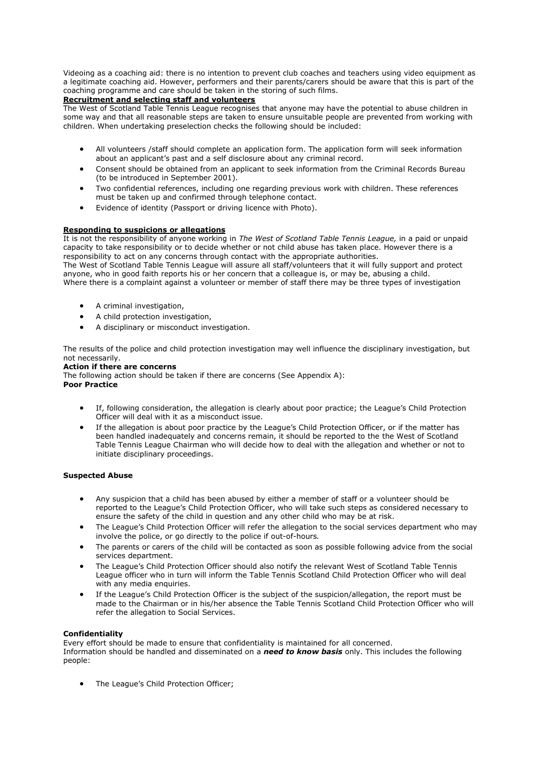Videoing as a coaching aid: there is no intention to prevent club coaches and teachers using video equipment as a legitimate coaching aid. However, performers and their parents/carers should be aware that this is part of the coaching programme and care should be taken in the storing of such films.

**Recruitment and selecting staff and volunteers**

The West of Scotland Table Tennis League recognises that anyone may have the potential to abuse children in some way and that all reasonable steps are taken to ensure unsuitable people are prevented from working with children. When undertaking preselection checks the following should be included:

- All volunteers /staff should complete an application form. The application form will seek information about an applicant's past and a self disclosure about any criminal record.
- Consent should be obtained from an applicant to seek information from the Criminal Records Bureau (to be introduced in September 2001).
- Two confidential references, including one regarding previous work with children. These references must be taken up and confirmed through telephone contact.
- Evidence of identity (Passport or driving licence with Photo).

**Responding to suspicions or allegations**

It is not the responsibility of anyone working in *The West of Scotland Table Tennis League,* in a paid or unpaid capacity to take responsibility or to decide whether or not child abuse has taken place. However there is a responsibility to act on any concerns through contact with the appropriate authorities.

The West of Scotland Table Tennis League will assure all staff/volunteers that it will fully support and protect anyone, who in good faith reports his or her concern that a colleague is, or may be, abusing a child.

Where there is a complaint against a volunteer or member of staff there may be three types of investigation

- A criminal investigation,
- A child protection investigation,
- A disciplinary or misconduct investigation.

The results of the police and child protection investigation may well influence the disciplinary investigation, but not necessarily.

**Action if there are concerns**

The following action should be taken if there are concerns (See Appendix A):

**Poor Practice**

- If, following consideration, the allegation is clearly about poor practice; the League's Child Protection Officer will deal with it as a misconduct issue.
- If the allegation is about poor practice by the League's Child Protection Officer, or if the matter has been handled inadequately and concerns remain, it should be reported to the the West of Scotland Table Tennis League Chairman who will decide how to deal with the allegation and whether or not to initiate disciplinary proceedings.

**Suspected Abuse**

- Any suspicion that a child has been abused by either a member of staff or a volunteer should be reported to the League's Child Protection Officer, who will take such steps as considered necessary to ensure the safety of the child in question and any other child who may be at risk.
- The League's Child Protection Officer will refer the allegation to the social services department who may involve the police, or go directly to the police if out-of-hours.
- The parents or carers of the child will be contacted as soon as possible following advice from the social services department.
- The League's Child Protection Officer should also notify the relevant West of Scotland Table Tennis League officer who in turn will inform the Table Tennis Scotland Child Protection Officer who will deal with any media enquiries.
- If the League's Child Protection Officer is the subject of the suspicion/allegation, the report must be made to the Chairman or in his/her absence the Table Tennis Scotland Child Protection Officer who will refer the allegation to Social Services.

**Confidentiality**

Every effort should be made to ensure that confidentiality is maintained for all concerned.

Information should be handled and disseminated on a ***need to know basis*** only. This includes the following people:

- The League's Child Protection Officer;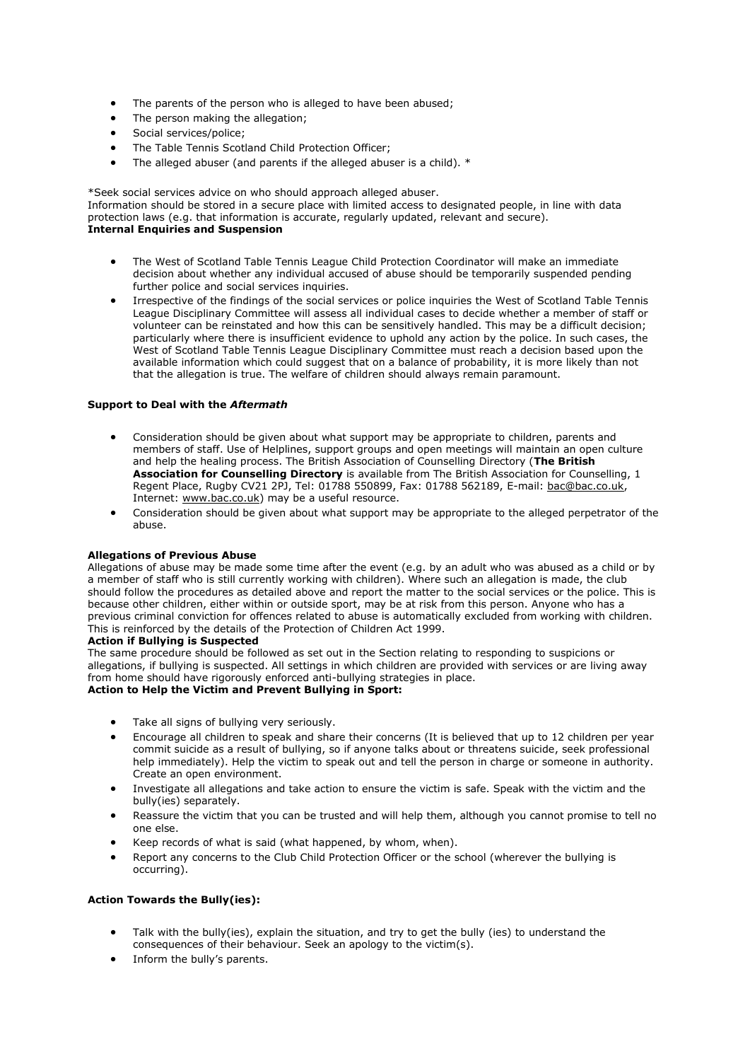- The parents of the person who is alleged to have been abused;
- The person making the allegation;
- Social services/police;
- The Table Tennis Scotland Child Protection Officer;
- The alleged abuser (and parents if the alleged abuser is a child). *

*Seek social services advice on who should approach alleged abuser.
Information should be stored in a secure place with limited access to designated people, in line with data protection laws (e.g. that information is accurate, regularly updated, relevant and secure).

**Internal Enquiries and Suspension**

- The West of Scotland Table Tennis League Child Protection Coordinator will make an immediate decision about whether any individual accused of abuse should be temporarily suspended pending further police and social services inquiries.
- Irrespective of the findings of the social services or police inquiries the West of Scotland Table Tennis League Disciplinary Committee will assess all individual cases to decide whether a member of staff or volunteer can be reinstated and how this can be sensitively handled. This may be a difficult decision; particularly where there is insufficient evidence to uphold any action by the police. In such cases, the West of Scotland Table Tennis League Disciplinary Committee must reach a decision based upon the available information which could suggest that on a balance of probability, it is more likely than not that the allegation is true. The welfare of children should always remain paramount.

**Support to Deal with the *Aftermath***

- Consideration should be given about what support may be appropriate to children, parents and members of staff. Use of Helplines, support groups and open meetings will maintain an open culture and help the healing process. The British Association of Counselling Directory (**The British Association for Counselling Directory** is available from The British Association for Counselling, 1 Regent Place, Rugby CV21 2PJ, Tel: 01788 550899, Fax: 01788 562189, E-mail: bac@bac.co.uk, Internet: www.bac.co.uk) may be a useful resource.
- Consideration should be given about what support may be appropriate to the alleged perpetrator of the abuse.

**Allegations of Previous Abuse**

Allegations of abuse may be made some time after the event (e.g. by an adult who was abused as a child or by a member of staff who is still currently working with children). Where such an allegation is made, the club should follow the procedures as detailed above and report the matter to the social services or the police. This is because other children, either within or outside sport, may be at risk from this person. Anyone who has a previous criminal conviction for offences related to abuse is automatically excluded from working with children. This is reinforced by the details of the Protection of Children Act 1999.

**Action if Bullying is Suspected**

The same procedure should be followed as set out in the Section relating to responding to suspicions or allegations, if bullying is suspected. All settings in which children are provided with services or are living away from home should have rigorously enforced anti-bullying strategies in place.

**Action to Help the Victim and Prevent Bullying in Sport:**

- Take all signs of bullying very seriously.
- Encourage all children to speak and share their concerns (It is believed that up to 12 children per year commit suicide as a result of bullying, so if anyone talks about or threatens suicide, seek professional help immediately). Help the victim to speak out and tell the person in charge or someone in authority. Create an open environment.
- Investigate all allegations and take action to ensure the victim is safe. Speak with the victim and the bully(ies) separately.
- Reassure the victim that you can be trusted and will help them, although you cannot promise to tell no one else.
- Keep records of what is said (what happened, by whom, when).
- Report any concerns to the Club Child Protection Officer or the school (wherever the bullying is occurring).

**Action Towards the Bully(ies):**

- Talk with the bully(ies), explain the situation, and try to get the bully (ies) to understand the consequences of their behaviour. Seek an apology to the victim(s).
- Inform the bully's parents.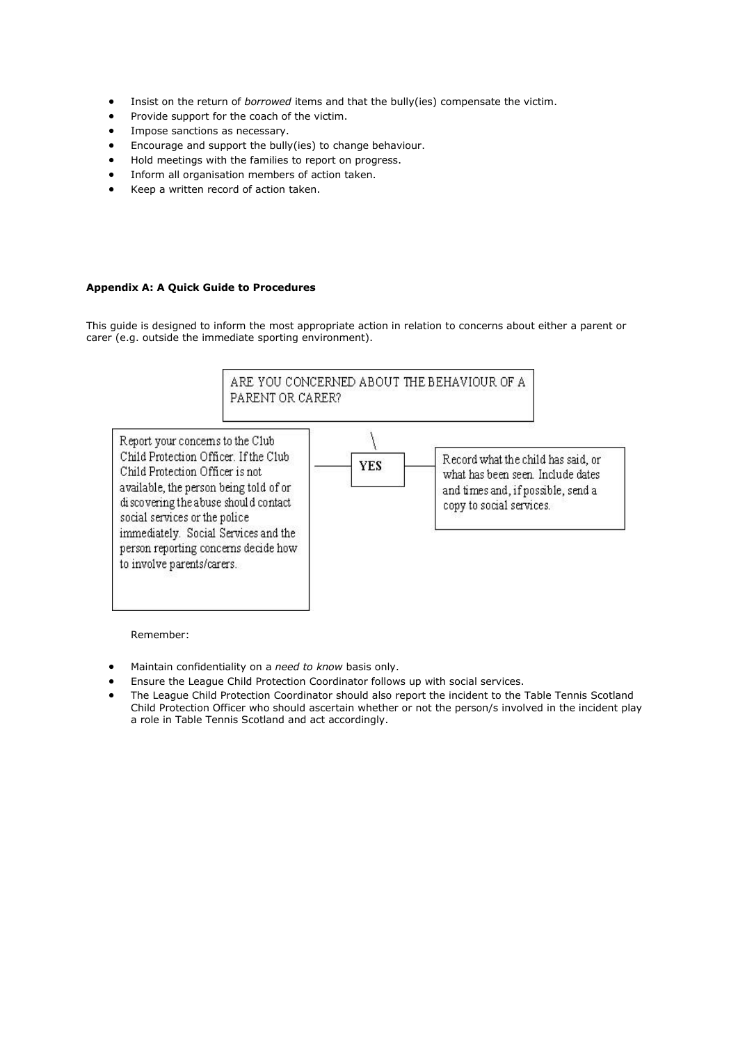- Insist on the return of *borrowed* items and that the bully(ies) compensate the victim.
- Provide support for the coach of the victim.
- Impose sanctions as necessary.
- Encourage and support the bully(ies) to change behaviour.
- Hold meetings with the families to report on progress.
- Inform all organisation members of action taken.
- Keep a written record of action taken.

**Appendix A: A Quick Guide to Procedures**

This guide is designed to inform the most appropriate action in relation to concerns about either a parent or carer (e.g. outside the immediate sporting environment).

ARE YOU CONCERNED ABOUT THE BEHAVIOUR OF A PARENT OR CARER?

YES

Report your concerns to the Club Child Protection Officer. If the Club Child Protection Officer is not available, the person being told of or discovering the abuse should contact social services or the police immediately. Social Services and the person reporting concerns decide how to involve parents/carers.

Record what the child has said, or what has been seen. Include dates and times and, if possible, send a copy to social services.

Remember:

- Maintain confidentiality on a *need to know* basis only.
- Ensure the League Child Protection Coordinator follows up with social services.
- The League Child Protection Coordinator should also report the incident to the Table Tennis Scotland Child Protection Officer who should ascertain whether or not the person/s involved in the incident play a role in Table Tennis Scotland and act accordingly.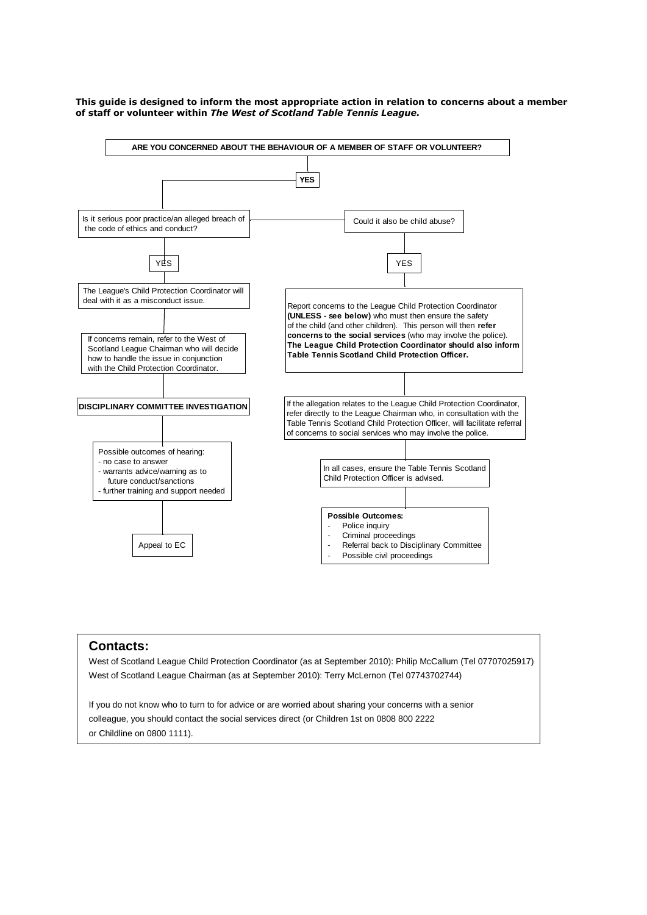**This guide is designed to inform the most appropriate action in relation to concerns about a member of staff or volunteer within *The West of Scotland Table Tennis League.***

**ARE YOU CONCERNED ABOUT THE BEHAVIOUR OF A MEMBER OF STAFF OR VOLUNTEER?**

**YES**

Is it serious poor practice/an alleged breach of the code of ethics and conduct?

YES

The League's Child Protection Coordinator will deal with it as a misconduct issue.

If concerns remain, refer to the West of Scotland League Chairman who will decide how to handle the issue in conjunction with the Child Protection Coordinator.

**DISCIPLINARY COMMITTEE INVESTIGATION**

Possible outcomes of hearing:
- no case to answer
- warrants advice/warning as to future conduct/sanctions
- further training and support needed

Appeal to EC

Could it also be child abuse?

YES

Report concerns to the League Child Protection Coordinator **(UNLESS - see below)** who must then ensure the safety of the child (and other children). This person will then **refer concerns to the social services** (who may involve the police). **The League Child Protection Coordinator should also inform Table Tennis Scotland Child Protection Officer.**

If the allegation relates to the League Child Protection Coordinator, refer directly to the League Chairman who, in consultation with the Table Tennis Scotland Child Protection Officer, will facilitate referral of concerns to social services who may involve the police.

In all cases, ensure the Table Tennis Scotland Child Protection Officer is advised.

**Possible Outcomes:**
- Police inquiry
- Criminal proceedings
- Referral back to Disciplinary Committee
- Possible civil proceedings

## Contacts:

West of Scotland League Child Protection Coordinator (as at September 2010): Philip McCallum (Tel 07707025917)
West of Scotland League Chairman (as at September 2010): Terry McLernon (Tel 07743702744)

If you do not know who to turn to for advice or are worried about sharing your concerns with a senior colleague, you should contact the social services direct (or Children 1st on 0808 800 2222 or Childline on 0800 1111).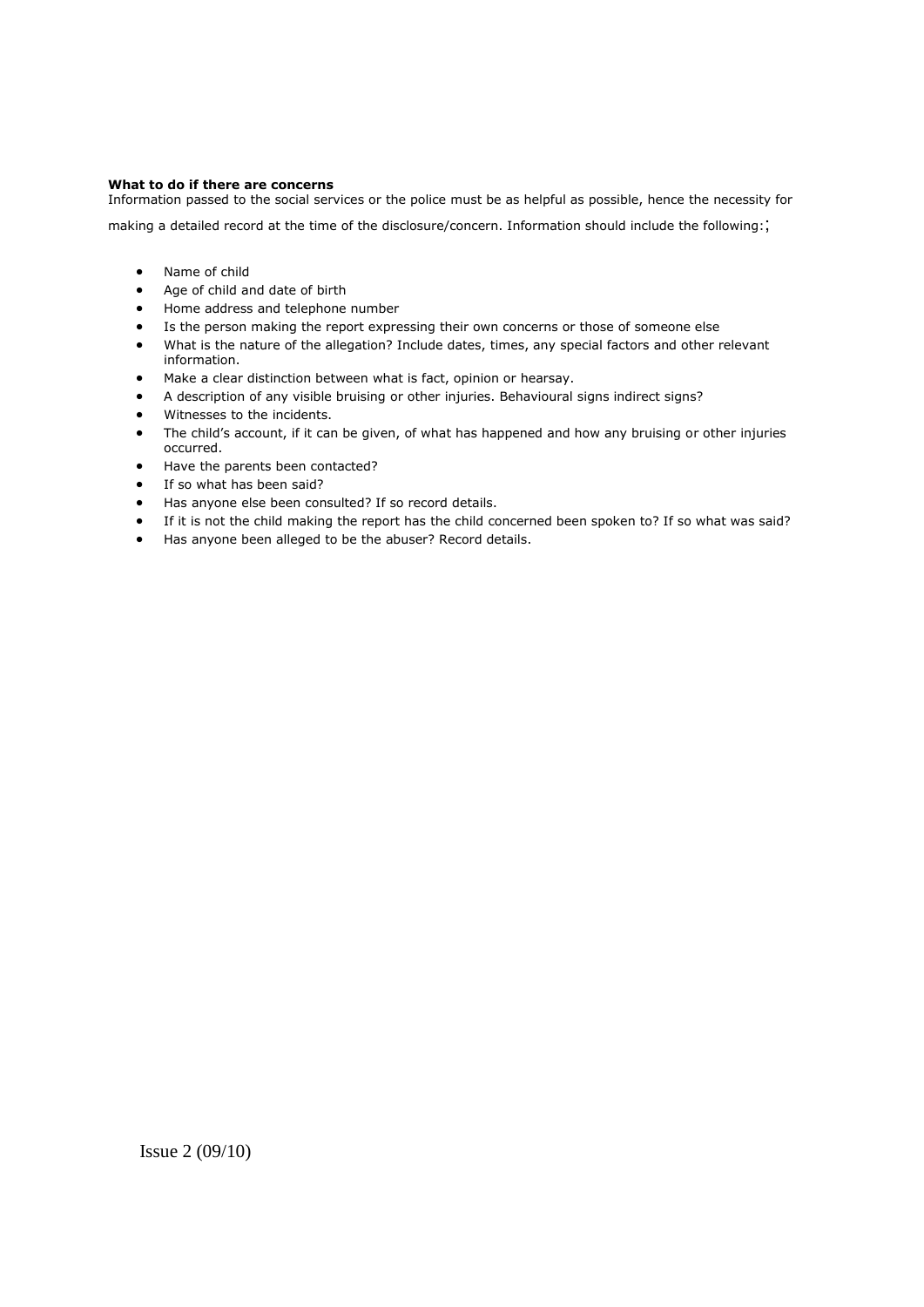**What to do if there are concerns**

Information passed to the social services or the police must be as helpful as possible, hence the necessity for making a detailed record at the time of the disclosure/concern. Information should include the following:;

- Name of child
- Age of child and date of birth
- Home address and telephone number
- Is the person making the report expressing their own concerns or those of someone else
- What is the nature of the allegation? Include dates, times, any special factors and other relevant information.
- Make a clear distinction between what is fact, opinion or hearsay.
- A description of any visible bruising or other injuries. Behavioural signs indirect signs?
- Witnesses to the incidents.
- The child's account, if it can be given, of what has happened and how any bruising or other injuries occurred.
- Have the parents been contacted?
- If so what has been said?
- Has anyone else been consulted? If so record details.
- If it is not the child making the report has the child concerned been spoken to? If so what was said?
- Has anyone been alleged to be the abuser? Record details.